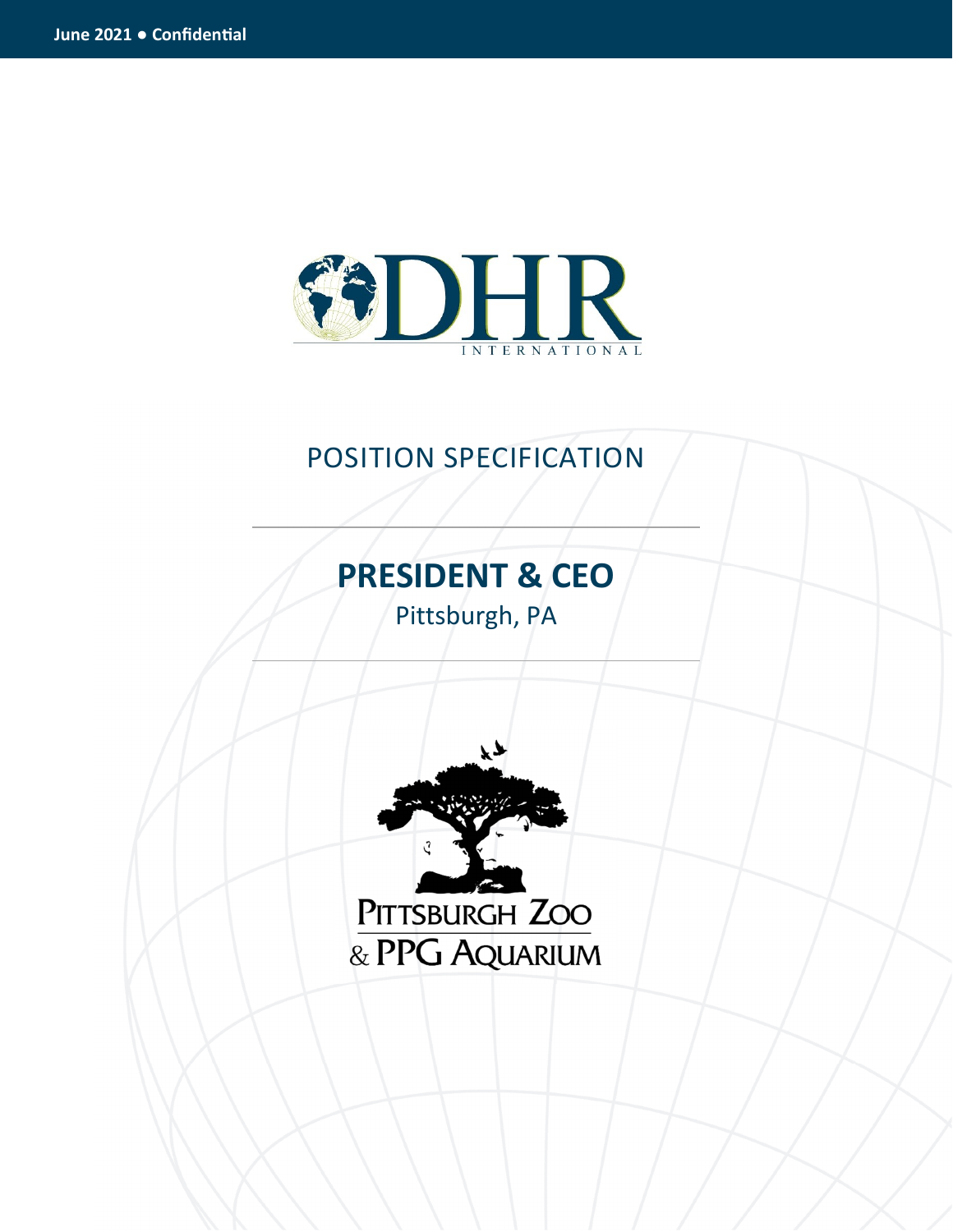June 2021 • Confidential

DHR INTERNATIONAL

# POSITION SPECIFICATION

## PRESIDENT & CEO

Pittsburgh, PA

PITTSBURGH ZOO & PPG AQUARIUM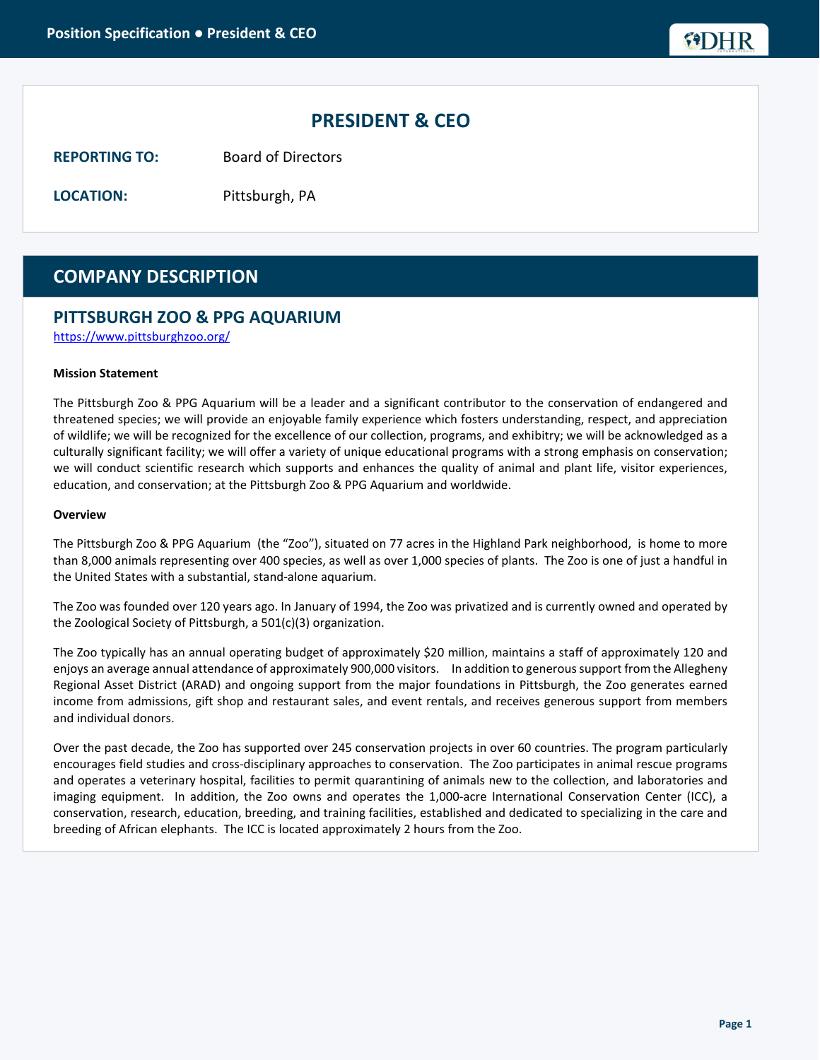# PRESIDENT & CEO

**REPORTING TO:** Board of Directors

**LOCATION:** Pittsburgh, PA

## COMPANY DESCRIPTION

### PITTSBURGH ZOO & PPG AQUARIUM

https://www.pittsburghzoo.org/

**Mission Statement**

The Pittsburgh Zoo & PPG Aquarium will be a leader and a significant contributor to the conservation of endangered and threatened species; we will provide an enjoyable family experience which fosters understanding, respect, and appreciation of wildlife; we will be recognized for the excellence of our collection, programs, and exhibitry; we will be acknowledged as a culturally significant facility; we will offer a variety of unique educational programs with a strong emphasis on conservation; we will conduct scientific research which supports and enhances the quality of animal and plant life, visitor experiences, education, and conservation; at the Pittsburgh Zoo & PPG Aquarium and worldwide.

**Overview**

The Pittsburgh Zoo & PPG Aquarium (the "Zoo"), situated on 77 acres in the Highland Park neighborhood, is home to more than 8,000 animals representing over 400 species, as well as over 1,000 species of plants. The Zoo is one of just a handful in the United States with a substantial, stand-alone aquarium.

The Zoo was founded over 120 years ago. In January of 1994, the Zoo was privatized and is currently owned and operated by the Zoological Society of Pittsburgh, a 501(c)(3) organization.

The Zoo typically has an annual operating budget of approximately $20 million, maintains a staff of approximately 120 and enjoys an average annual attendance of approximately 900,000 visitors. In addition to generous support from the Allegheny Regional Asset District (ARAD) and ongoing support from the major foundations in Pittsburgh, the Zoo generates earned income from admissions, gift shop and restaurant sales, and event rentals, and receives generous support from members and individual donors.

Over the past decade, the Zoo has supported over 245 conservation projects in over 60 countries. The program particularly encourages field studies and cross-disciplinary approaches to conservation. The Zoo participates in animal rescue programs and operates a veterinary hospital, facilities to permit quarantining of animals new to the collection, and laboratories and imaging equipment. In addition, the Zoo owns and operates the 1,000-acre International Conservation Center (ICC), a conservation, research, education, breeding, and training facilities, established and dedicated to specializing in the care and breeding of African elephants. The ICC is located approximately 2 hours from the Zoo.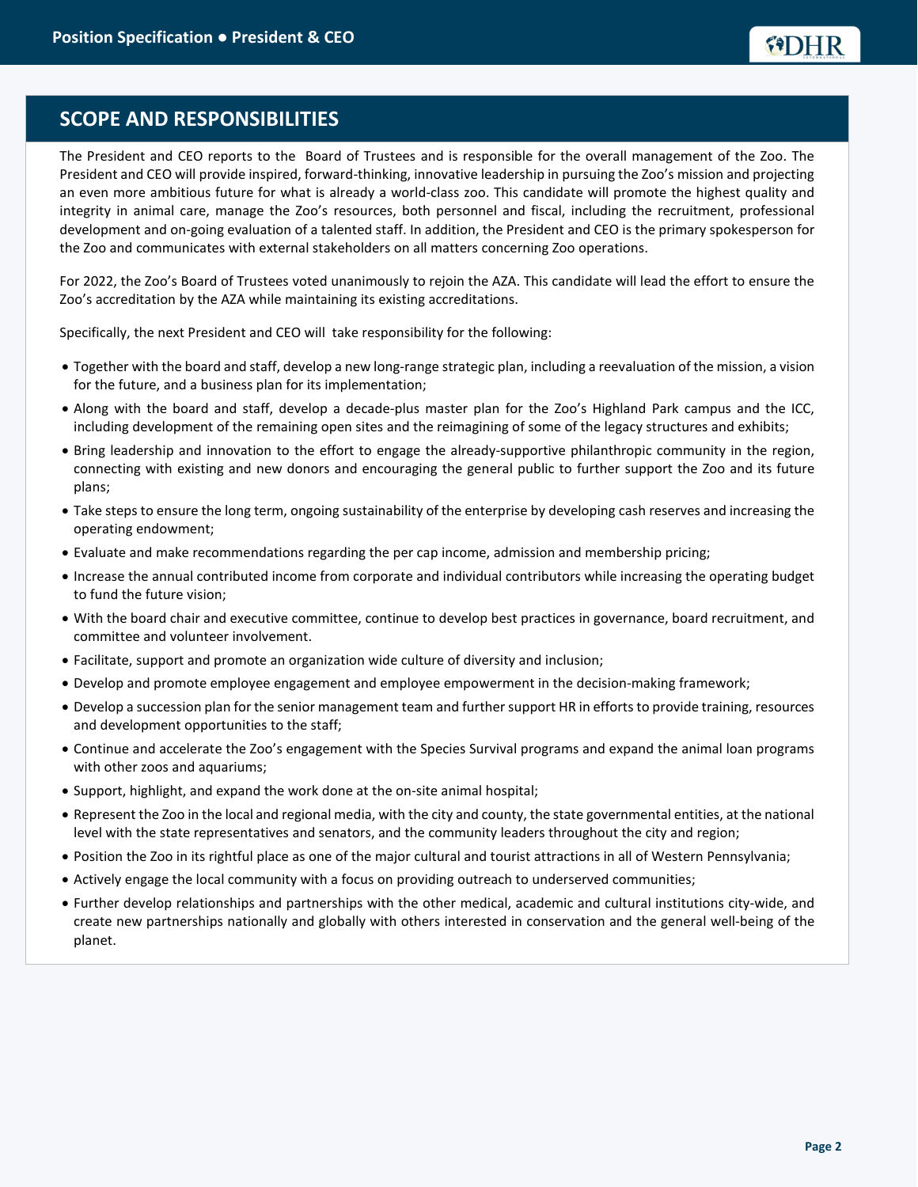## SCOPE AND RESPONSIBILITIES

The President and CEO reports to the Board of Trustees and is responsible for the overall management of the Zoo. The President and CEO will provide inspired, forward-thinking, innovative leadership in pursuing the Zoo's mission and projecting an even more ambitious future for what is already a world-class zoo. This candidate will promote the highest quality and integrity in animal care, manage the Zoo's resources, both personnel and fiscal, including the recruitment, professional development and on-going evaluation of a talented staff. In addition, the President and CEO is the primary spokesperson for the Zoo and communicates with external stakeholders on all matters concerning Zoo operations.

For 2022, the Zoo's Board of Trustees voted unanimously to rejoin the AZA. This candidate will lead the effort to ensure the Zoo's accreditation by the AZA while maintaining its existing accreditations.

Specifically, the next President and CEO will take responsibility for the following:

- Together with the board and staff, develop a new long-range strategic plan, including a reevaluation of the mission, a vision for the future, and a business plan for its implementation;
- Along with the board and staff, develop a decade-plus master plan for the Zoo's Highland Park campus and the ICC, including development of the remaining open sites and the reimagining of some of the legacy structures and exhibits;
- Bring leadership and innovation to the effort to engage the already-supportive philanthropic community in the region, connecting with existing and new donors and encouraging the general public to further support the Zoo and its future plans;
- Take steps to ensure the long term, ongoing sustainability of the enterprise by developing cash reserves and increasing the operating endowment;
- Evaluate and make recommendations regarding the per cap income, admission and membership pricing;
- Increase the annual contributed income from corporate and individual contributors while increasing the operating budget to fund the future vision;
- With the board chair and executive committee, continue to develop best practices in governance, board recruitment, and committee and volunteer involvement.
- Facilitate, support and promote an organization wide culture of diversity and inclusion;
- Develop and promote employee engagement and employee empowerment in the decision-making framework;
- Develop a succession plan for the senior management team and further support HR in efforts to provide training, resources and development opportunities to the staff;
- Continue and accelerate the Zoo's engagement with the Species Survival programs and expand the animal loan programs with other zoos and aquariums;
- Support, highlight, and expand the work done at the on-site animal hospital;
- Represent the Zoo in the local and regional media, with the city and county, the state governmental entities, at the national level with the state representatives and senators, and the community leaders throughout the city and region;
- Position the Zoo in its rightful place as one of the major cultural and tourist attractions in all of Western Pennsylvania;
- Actively engage the local community with a focus on providing outreach to underserved communities;
- Further develop relationships and partnerships with the other medical, academic and cultural institutions city-wide, and create new partnerships nationally and globally with others interested in conservation and the general well-being of the planet.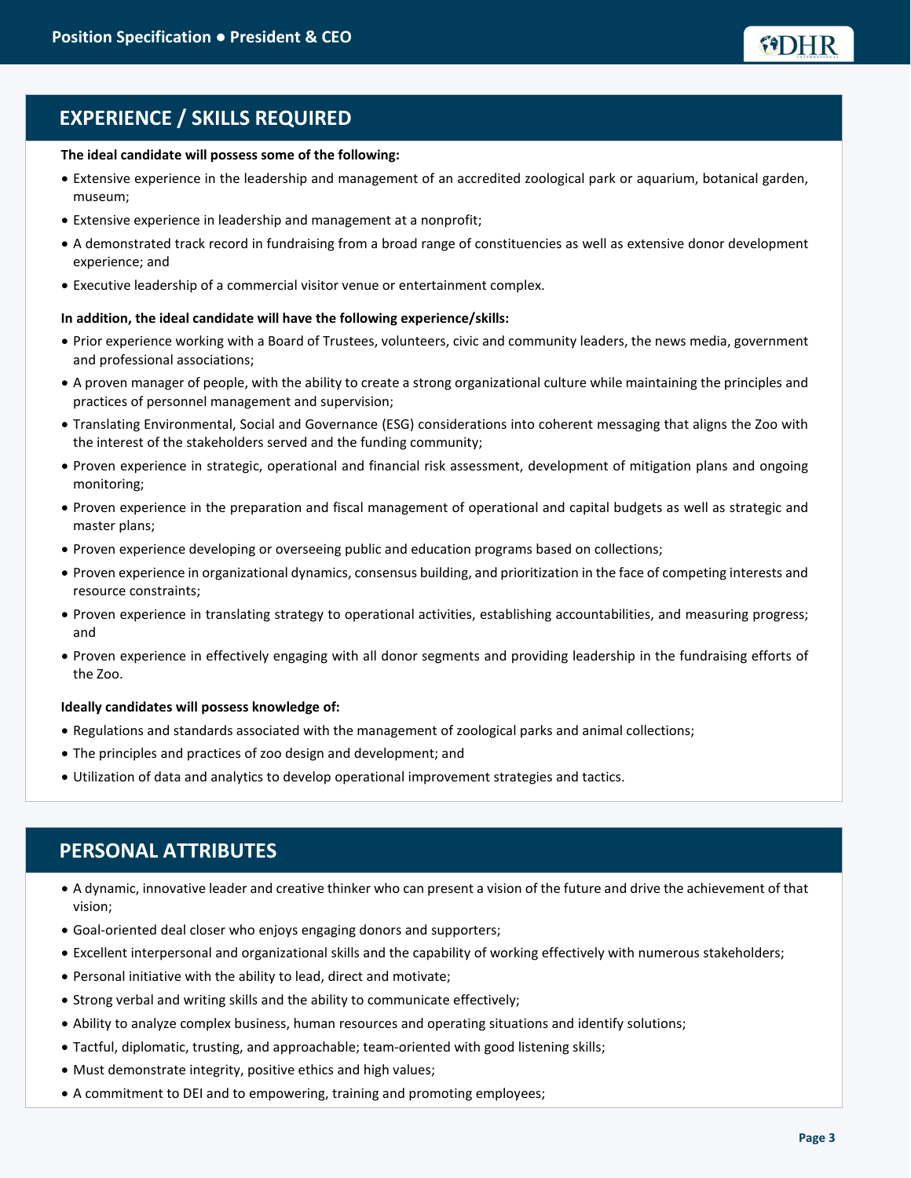## EXPERIENCE / SKILLS REQUIRED

**The ideal candidate will possess some of the following:**

- Extensive experience in the leadership and management of an accredited zoological park or aquarium, botanical garden, museum;
- Extensive experience in leadership and management at a nonprofit;
- A demonstrated track record in fundraising from a broad range of constituencies as well as extensive donor development experience; and
- Executive leadership of a commercial visitor venue or entertainment complex.

**In addition, the ideal candidate will have the following experience/skills:**

- Prior experience working with a Board of Trustees, volunteers, civic and community leaders, the news media, government and professional associations;
- A proven manager of people, with the ability to create a strong organizational culture while maintaining the principles and practices of personnel management and supervision;
- Translating Environmental, Social and Governance (ESG) considerations into coherent messaging that aligns the Zoo with the interest of the stakeholders served and the funding community;
- Proven experience in strategic, operational and financial risk assessment, development of mitigation plans and ongoing monitoring;
- Proven experience in the preparation and fiscal management of operational and capital budgets as well as strategic and master plans;
- Proven experience developing or overseeing public and education programs based on collections;
- Proven experience in organizational dynamics, consensus building, and prioritization in the face of competing interests and resource constraints;
- Proven experience in translating strategy to operational activities, establishing accountabilities, and measuring progress; and
- Proven experience in effectively engaging with all donor segments and providing leadership in the fundraising efforts of the Zoo.

**Ideally candidates will possess knowledge of:**

- Regulations and standards associated with the management of zoological parks and animal collections;
- The principles and practices of zoo design and development; and
- Utilization of data and analytics to develop operational improvement strategies and tactics.

## PERSONAL ATTRIBUTES

- A dynamic, innovative leader and creative thinker who can present a vision of the future and drive the achievement of that vision;
- Goal-oriented deal closer who enjoys engaging donors and supporters;
- Excellent interpersonal and organizational skills and the capability of working effectively with numerous stakeholders;
- Personal initiative with the ability to lead, direct and motivate;
- Strong verbal and writing skills and the ability to communicate effectively;
- Ability to analyze complex business, human resources and operating situations and identify solutions;
- Tactful, diplomatic, trusting, and approachable; team-oriented with good listening skills;
- Must demonstrate integrity, positive ethics and high values;
- A commitment to DEI and to empowering, training and promoting employees;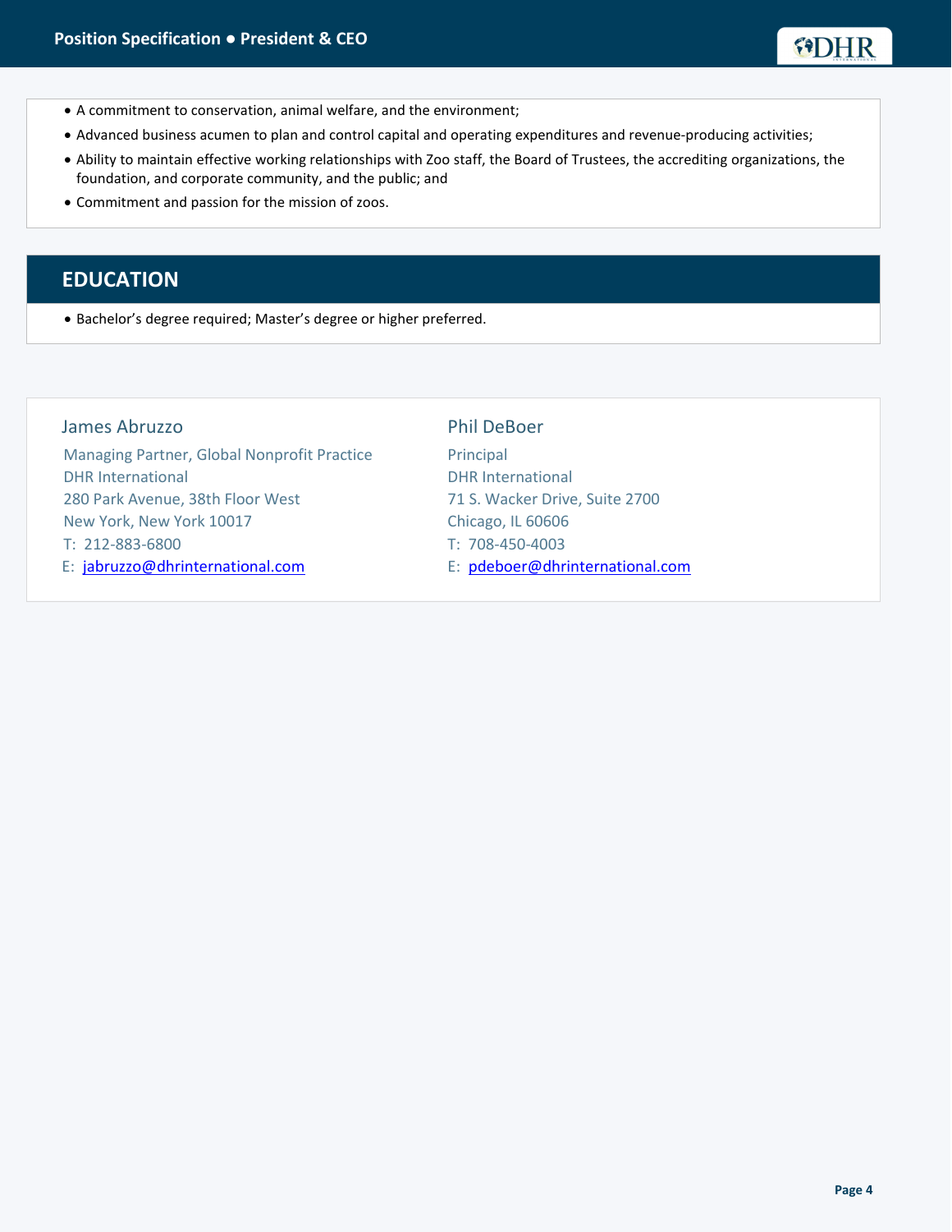- A commitment to conservation, animal welfare, and the environment;
- Advanced business acumen to plan and control capital and operating expenditures and revenue-producing activities;
- Ability to maintain effective working relationships with Zoo staff, the Board of Trustees, the accrediting organizations, the foundation, and corporate community, and the public; and
- Commitment and passion for the mission of zoos.

## EDUCATION

- Bachelor's degree required; Master's degree or higher preferred.

James Abruzzo
Managing Partner, Global Nonprofit Practice
DHR International
280 Park Avenue, 38th Floor West
New York, New York 10017
T: 212-883-6800
E: jabruzzo@dhrinternational.com

Phil DeBoer
Principal
DHR International
71 S. Wacker Drive, Suite 2700
Chicago, IL 60606
T: 708-450-4003
E: pdeboer@dhrinternational.com